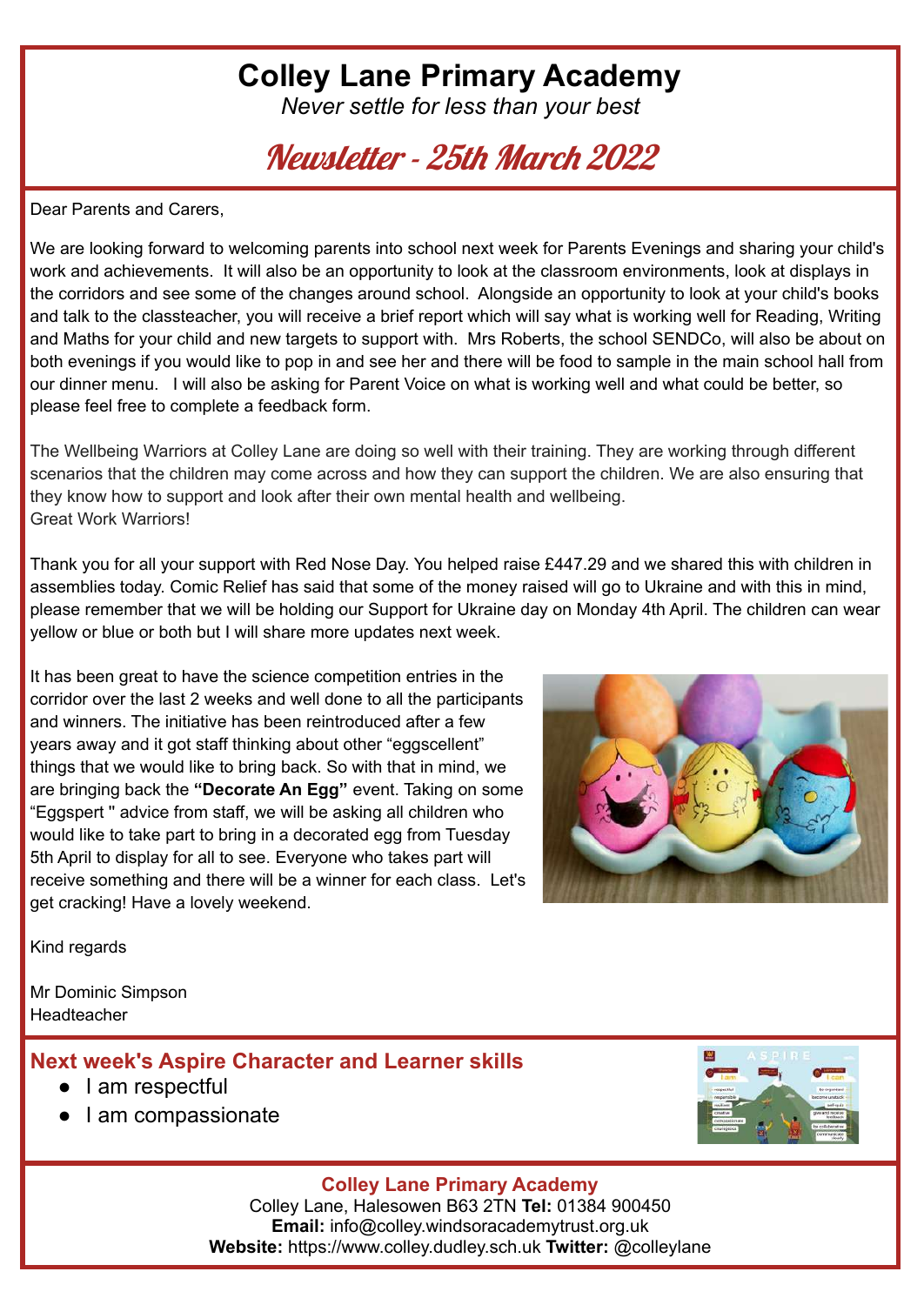# Colley Lane Primary Academy

*Never settle for less than your best*

## Newsletter - 25th March 2022

Dear Parents and Carers,

We are looking forward to welcoming parents into school next week for Parents Evenings and sharing your child's work and achievements. It will also be an opportunity to look at the classroom environments, look at displays in the corridors and see some of the changes around school. Alongside an opportunity to look at your child's books and talk to the classteacher, you will receive a brief report which will say what is working well for Reading, Writing and Maths for your child and new targets to support with. Mrs Roberts, the school SENDCo, will also be about on both evenings if you would like to pop in and see her and there will be food to sample in the main school hall from our dinner menu. I will also be asking for Parent Voice on what is working well and what could be better, so please feel free to complete a feedback form.

The Wellbeing Warriors at Colley Lane are doing so well with their training. They are working through different scenarios that the children may come across and how they can support the children. We are also ensuring that they know how to support and look after their own mental health and wellbeing.
Great Work Warriors!

Thank you for all your support with Red Nose Day. You helped raise £447.29 and we shared this with children in assemblies today. Comic Relief has said that some of the money raised will go to Ukraine and with this in mind, please remember that we will be holding our Support for Ukraine day on Monday 4th April. The children can wear yellow or blue or both but I will share more updates next week.

It has been great to have the science competition entries in the corridor over the last 2 weeks and well done to all the participants and winners. The initiative has been reintroduced after a few years away and it got staff thinking about other "eggscellent" things that we would like to bring back. So with that in mind, we are bringing back the **"Decorate An Egg"** event. Taking on some "Eggspert " advice from staff, we will be asking all children who would like to take part to bring in a decorated egg from Tuesday 5th April to display for all to see. Everyone who takes part will receive something and there will be a winner for each class. Let's get cracking! Have a lovely weekend.

Kind regards

Mr Dominic Simpson
Headteacher

### Next week's Aspire Character and Learner skills

- I am respectful
- I am compassionate

**Colley Lane Primary Academy**
Colley Lane, Halesowen B63 2TN **Tel:** 01384 900450
**Email:** info@colley.windsoracademytrust.org.uk
**Website:** https://www.colley.dudley.sch.uk **Twitter:** @colleylane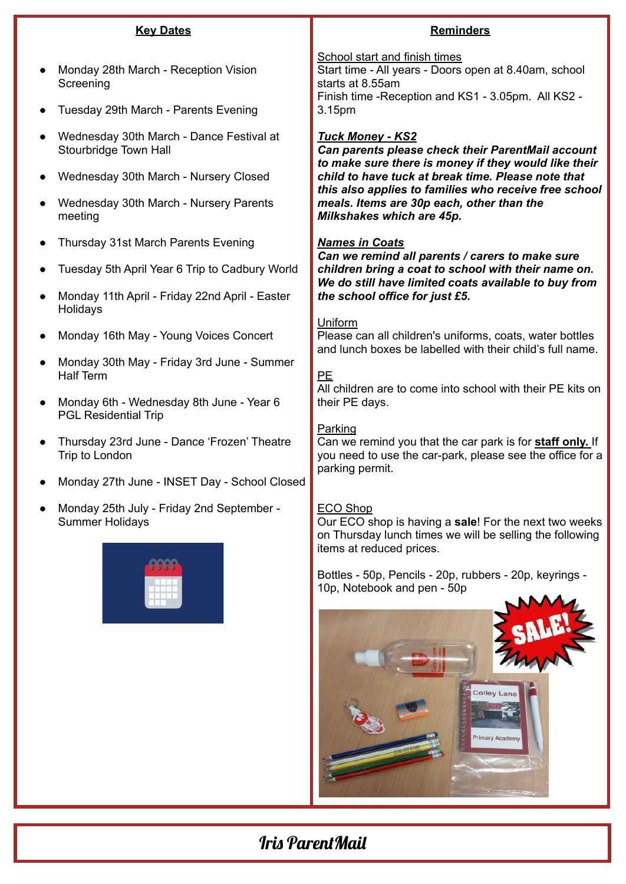## Key Dates

- Monday 28th March - Reception Vision Screening
- Tuesday 29th March - Parents Evening
- Wednesday 30th March - Dance Festival at Stourbridge Town Hall
- Wednesday 30th March - Nursery Closed
- Wednesday 30th March - Nursery Parents meeting
- Thursday 31st March Parents Evening
- Tuesday 5th April Year 6 Trip to Cadbury World
- Monday 11th April - Friday 22nd April - Easter Holidays
- Monday 16th May - Young Voices Concert
- Monday 30th May - Friday 3rd June - Summer Half Term
- Monday 6th - Wednesday 8th June - Year 6 PGL Residential Trip
- Thursday 23rd June - Dance 'Frozen' Theatre Trip to London
- Monday 27th June - INSET Day - School Closed
- Monday 25th July - Friday 2nd September - Summer Holidays

## Reminders

School start and finish times

Start time - All years - Doors open at 8.40am, school starts at 8.55am

Finish time -Reception and KS1 - 3.05pm. All KS2 - 3.15pm

***Tuck Money - KS2***

***Can parents please check their ParentMail account to make sure there is money if they would like their child to have tuck at break time. Please note that this also applies to families who receive free school meals. Items are 30p each, other than the Milkshakes which are 45p.***

***Names in Coats***

***Can we remind all parents / carers to make sure children bring a coat to school with their name on. We do still have limited coats available to buy from the school office for just £5.***

Uniform

Please can all children's uniforms, coats, water bottles and lunch boxes be labelled with their child's full name.

PE

All children are to come into school with their PE kits on their PE days.

Parking

Can we remind you that the car park is for **staff only.** If you need to use the car-park, please see the office for a parking permit.

ECO Shop

Our ECO shop is having a **sale**! For the next two weeks on Thursday lunch times we will be selling the following items at reduced prices.

Bottles - 50p, Pencils - 20p, rubbers - 20p, keyrings - 10p, Notebook and pen - 50p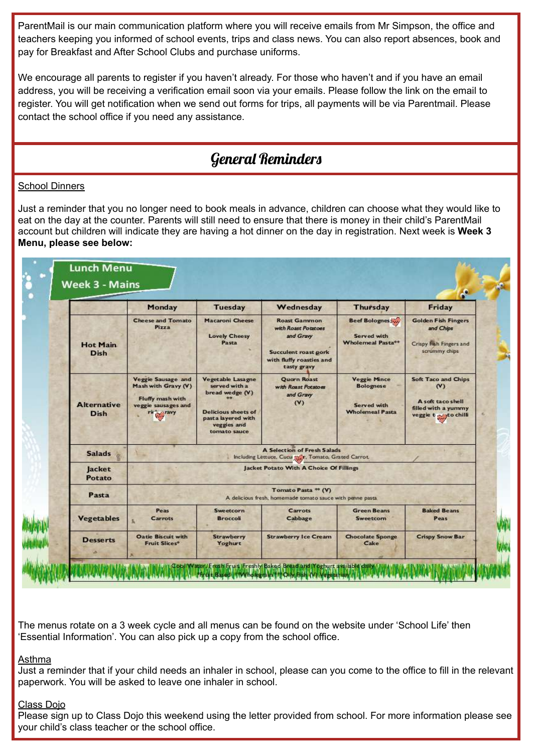ParentMail is our main communication platform where you will receive emails from Mr Simpson, the office and teachers keeping you informed of school events, trips and class news. You can also report absences, book and pay for Breakfast and After School Clubs and purchase uniforms.

We encourage all parents to register if you haven't already. For those who haven't and if you have an email address, you will be receiving a verification email soon via your emails. Please follow the link on the email to register. You will get notification when we send out forms for trips, all payments will be via Parentmail. Please contact the school office if you need any assistance.

## General Reminders

School Dinners

Just a reminder that you no longer need to book meals in advance, children can choose what they would like to eat on the day at the counter. Parents will still need to ensure that there is money in their child's ParentMail account but children will indicate they are having a hot dinner on the day in registration. Next week is **Week 3 Menu, please see below:**

**Lunch Menu Week 3 - Mains**

| | Monday | Tuesday | Wednesday | Thursday | Friday |
|---|---|---|---|---|---|
| Hot Main Dish | Cheese and Tomato Pizza | Macaroni Cheese<br>Lovely Cheesy Pasta | Roast Gammon *with Roast Potatoes and Gravy*<br>Succulent roast pork with fluffy roasties and tasty gravy | Beef Bolognese<br>Served with Wholemeal Pasta** | Golden Fish Fingers *and Chips*<br>Crispy Fish Fingers and scrummy chips |
| Alternative Dish | Veggie Sausage and Mash with Gravy (V)<br>Fluffy mash with veggie sausages and rich gravy | Vegetable Lasagne served with a bread wedge (V) **<br>Delicious sheets of pasta layered with veggies and tomato sauce | Quorn Roast *with Roast Potatoes and Gravy* (V) | Veggie Mince Bolognese<br>Served with Wholemeal Pasta | Soft Taco and Chips (V)<br>A soft taco shell filled with a yummy veggie tomato chilli |
| Salads | A Selection of Fresh Salads Including Lettuce, Cucumber, Tomato, Grated Carrot | | | | |
| Jacket Potato | Jacket Potato With A Choice Of Fillings | | | | |
| Pasta | Tomato Pasta ** (V) A delicious fresh, homemade tomato sauce with penne pasta | | | | |
| Vegetables | Peas<br>Carrots | Sweetcorn<br>Broccoli | Carrots<br>Cabbage | Green Beans<br>Sweetcorn | Baked Beans<br>Peas |
| Desserts | Oatie Biscuit with Fruit Slices* | Strawberry Yoghurt | Strawberry Ice Cream | Chocolate Sponge Cake | Crispy Snow Bar |

Cool Water, Fresh Fruit, Freshly Baked Bread and Yoghurt available daily
*Fruit Based **Wholegrain ***Oily Fish (V) Vegetarian

The menus rotate on a 3 week cycle and all menus can be found on the website under 'School Life' then 'Essential Information'. You can also pick up a copy from the school office.

Asthma

Just a reminder that if your child needs an inhaler in school, please can you come to the office to fill in the relevant paperwork. You will be asked to leave one inhaler in school.

Class Dojo

Please sign up to Class Dojo this weekend using the letter provided from school. For more information please see your child's class teacher or the school office.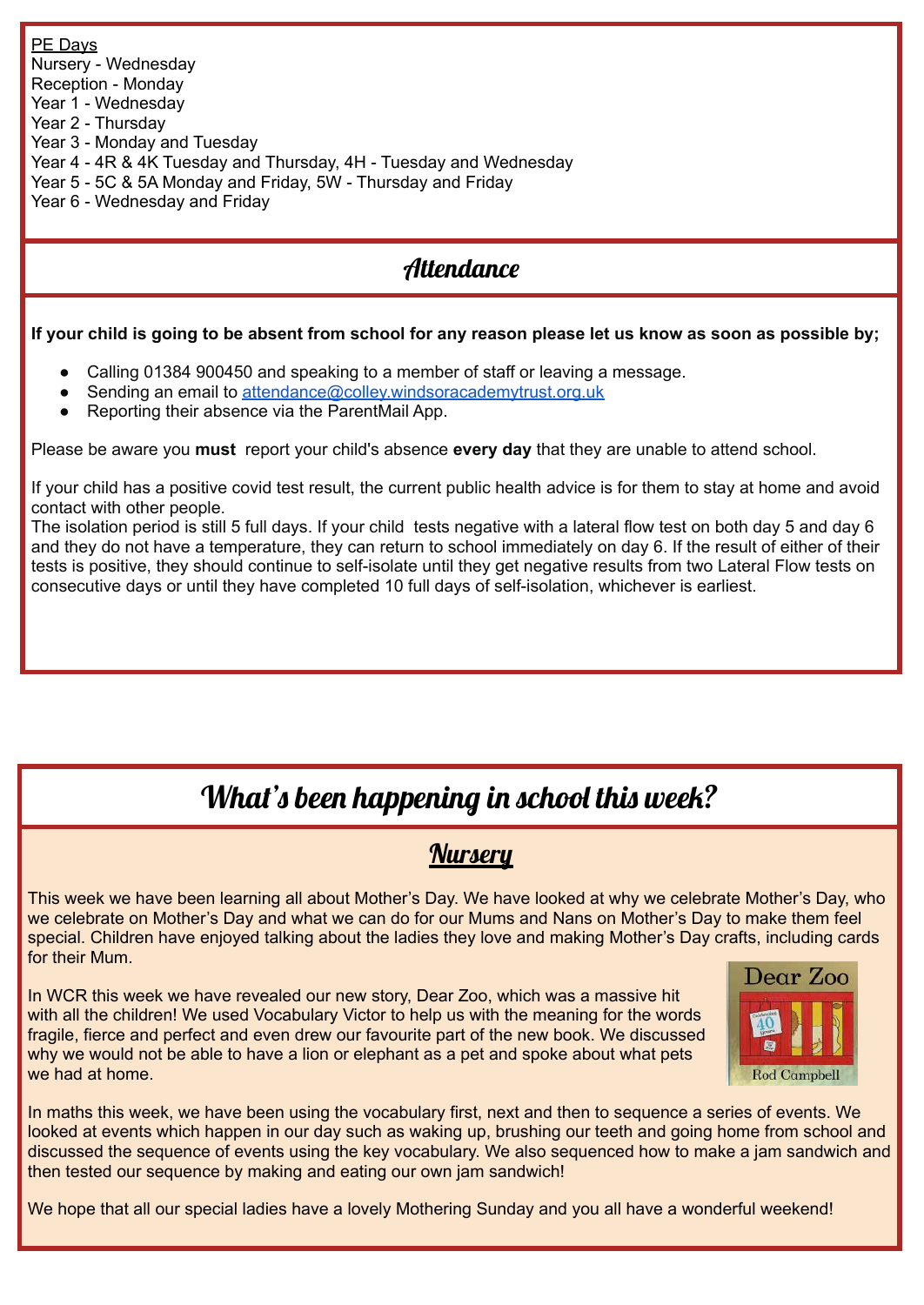PE Days

Nursery - Wednesday
Reception - Monday
Year 1 - Wednesday
Year 2 - Thursday
Year 3 - Monday and Tuesday
Year 4 - 4R & 4K Tuesday and Thursday, 4H - Tuesday and Wednesday
Year 5 - 5C & 5A Monday and Friday, 5W - Thursday and Friday
Year 6 - Wednesday and Friday

## Attendance

**If your child is going to be absent from school for any reason please let us know as soon as possible by;**

- Calling 01384 900450 and speaking to a member of staff or leaving a message.
- Sending an email to attendance@colley.windsoracademytrust.org.uk
- Reporting their absence via the ParentMail App.

Please be aware you **must** report your child's absence **every day** that they are unable to attend school.

If your child has a positive covid test result, the current public health advice is for them to stay at home and avoid contact with other people.
The isolation period is still 5 full days. If your child tests negative with a lateral flow test on both day 5 and day 6 and they do not have a temperature, they can return to school immediately on day 6. If the result of either of their tests is positive, they should continue to self-isolate until they get negative results from two Lateral Flow tests on consecutive days or until they have completed 10 full days of self-isolation, whichever is earliest.

# What's been happening in school this week?

## Nursery

This week we have been learning all about Mother's Day. We have looked at why we celebrate Mother's Day, who we celebrate on Mother's Day and what we can do for our Mums and Nans on Mother's Day to make them feel special. Children have enjoyed talking about the ladies they love and making Mother's Day crafts, including cards for their Mum.

In WCR this week we have revealed our new story, Dear Zoo, which was a massive hit with all the children! We used Vocabulary Victor to help us with the meaning for the words fragile, fierce and perfect and even drew our favourite part of the new book. We discussed why we would not be able to have a lion or elephant as a pet and spoke about what pets we had at home.

In maths this week, we have been using the vocabulary first, next and then to sequence a series of events. We looked at events which happen in our day such as waking up, brushing our teeth and going home from school and discussed the sequence of events using the key vocabulary. We also sequenced how to make a jam sandwich and then tested our sequence by making and eating our own jam sandwich!

We hope that all our special ladies have a lovely Mothering Sunday and you all have a wonderful weekend!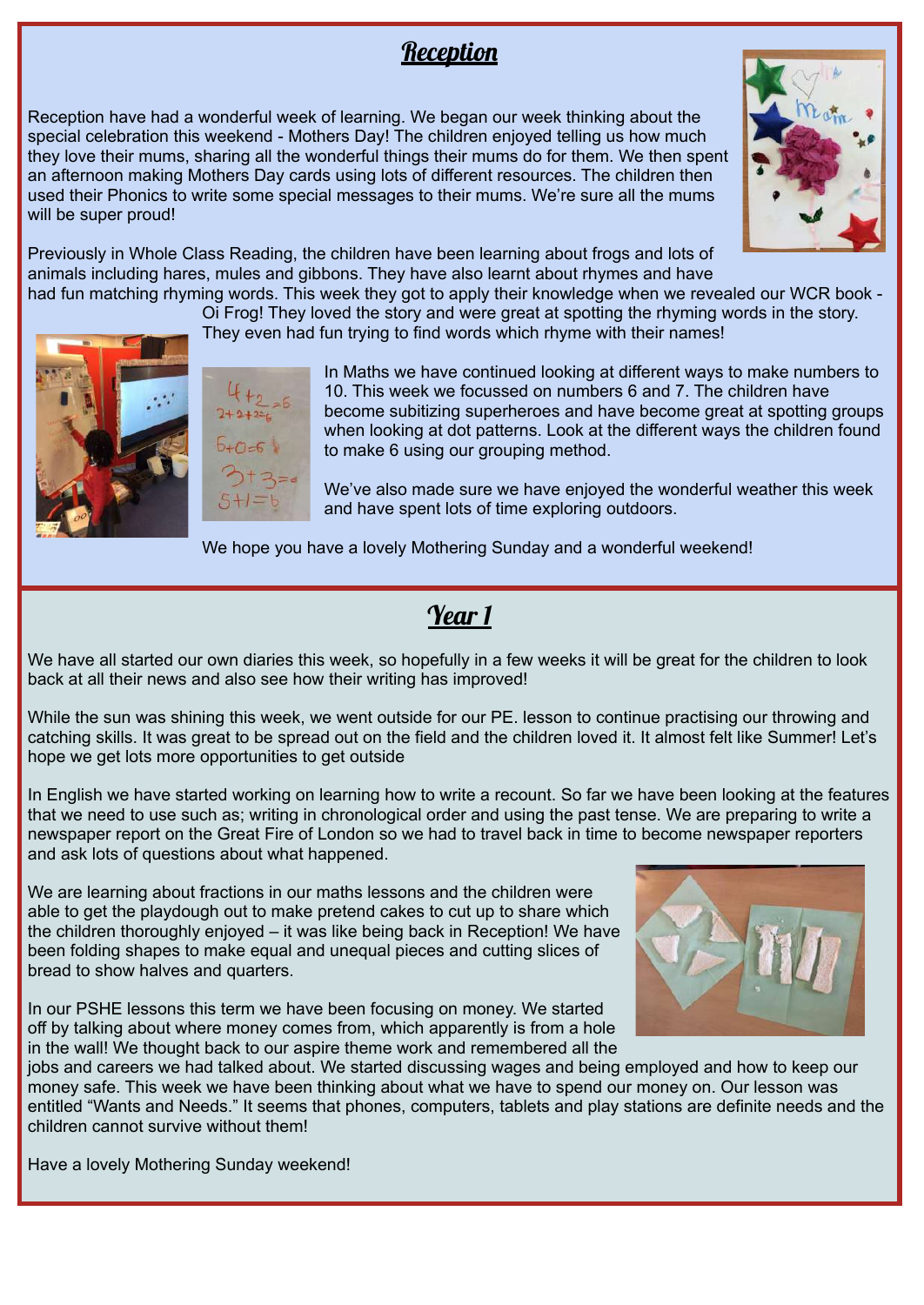## Reception

Reception have had a wonderful week of learning. We began our week thinking about the special celebration this weekend - Mothers Day! The children enjoyed telling us how much they love their mums, sharing all the wonderful things their mums do for them. We then spent an afternoon making Mothers Day cards using lots of different resources. The children then used their Phonics to write some special messages to their mums. We're sure all the mums will be super proud!

Previously in Whole Class Reading, the children have been learning about frogs and lots of animals including hares, mules and gibbons. They have also learnt about rhymes and have had fun matching rhyming words. This week they got to apply their knowledge when we revealed our WCR book - Oi Frog! They loved the story and were great at spotting the rhyming words in the story. They even had fun trying to find words which rhyme with their names!

In Maths we have continued looking at different ways to make numbers to 10. This week we focussed on numbers 6 and 7. The children have become subitizing superheroes and have become great at spotting groups when looking at dot patterns. Look at the different ways the children found to make 6 using our grouping method.

We've also made sure we have enjoyed the wonderful weather this week and have spent lots of time exploring outdoors.

We hope you have a lovely Mothering Sunday and a wonderful weekend!

## Year 1

We have all started our own diaries this week, so hopefully in a few weeks it will be great for the children to look back at all their news and also see how their writing has improved!

While the sun was shining this week, we went outside for our PE. lesson to continue practising our throwing and catching skills. It was great to be spread out on the field and the children loved it. It almost felt like Summer! Let's hope we get lots more opportunities to get outside

In English we have started working on learning how to write a recount. So far we have been looking at the features that we need to use such as; writing in chronological order and using the past tense. We are preparing to write a newspaper report on the Great Fire of London so we had to travel back in time to become newspaper reporters and ask lots of questions about what happened.

We are learning about fractions in our maths lessons and the children were able to get the playdough out to make pretend cakes to cut up to share which the children thoroughly enjoyed – it was like being back in Reception! We have been folding shapes to make equal and unequal pieces and cutting slices of bread to show halves and quarters.

In our PSHE lessons this term we have been focusing on money. We started off by talking about where money comes from, which apparently is from a hole in the wall! We thought back to our aspire theme work and remembered all the jobs and careers we had talked about. We started discussing wages and being employed and how to keep our money safe. This week we have been thinking about what we have to spend our money on. Our lesson was entitled "Wants and Needs." It seems that phones, computers, tablets and play stations are definite needs and the children cannot survive without them!

Have a lovely Mothering Sunday weekend!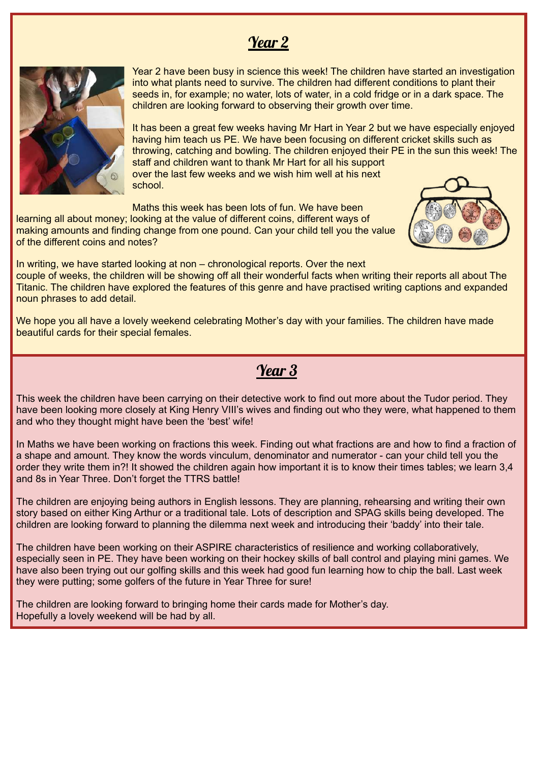## Year 2

Year 2 have been busy in science this week! The children have started an investigation into what plants need to survive. The children had different conditions to plant their seeds in, for example; no water, lots of water, in a cold fridge or in a dark space. The children are looking forward to observing their growth over time.

It has been a great few weeks having Mr Hart in Year 2 but we have especially enjoyed having him teach us PE. We have been focusing on different cricket skills such as throwing, catching and bowling. The children enjoyed their PE in the sun this week! The staff and children want to thank Mr Hart for all his support over the last few weeks and we wish him well at his next school.

Maths this week has been lots of fun. We have been learning all about money; looking at the value of different coins, different ways of making amounts and finding change from one pound. Can your child tell you the value of the different coins and notes?

In writing, we have started looking at non – chronological reports. Over the next couple of weeks, the children will be showing off all their wonderful facts when writing their reports all about The Titanic. The children have explored the features of this genre and have practised writing captions and expanded noun phrases to add detail.

We hope you all have a lovely weekend celebrating Mother's day with your families. The children have made beautiful cards for their special females.

## Year 3

This week the children have been carrying on their detective work to find out more about the Tudor period. They have been looking more closely at King Henry VIII's wives and finding out who they were, what happened to them and who they thought might have been the 'best' wife!

In Maths we have been working on fractions this week. Finding out what fractions are and how to find a fraction of a shape and amount. They know the words vinculum, denominator and numerator - can your child tell you the order they write them in?! It showed the children again how important it is to know their times tables; we learn 3,4 and 8s in Year Three. Don't forget the TTRS battle!

The children are enjoying being authors in English lessons. They are planning, rehearsing and writing their own story based on either King Arthur or a traditional tale. Lots of description and SPAG skills being developed. The children are looking forward to planning the dilemma next week and introducing their 'baddy' into their tale.

The children have been working on their ASPIRE characteristics of resilience and working collaboratively, especially seen in PE. They have been working on their hockey skills of ball control and playing mini games. We have also been trying out our golfing skills and this week had good fun learning how to chip the ball. Last week they were putting; some golfers of the future in Year Three for sure!

The children are looking forward to bringing home their cards made for Mother's day.
Hopefully a lovely weekend will be had by all.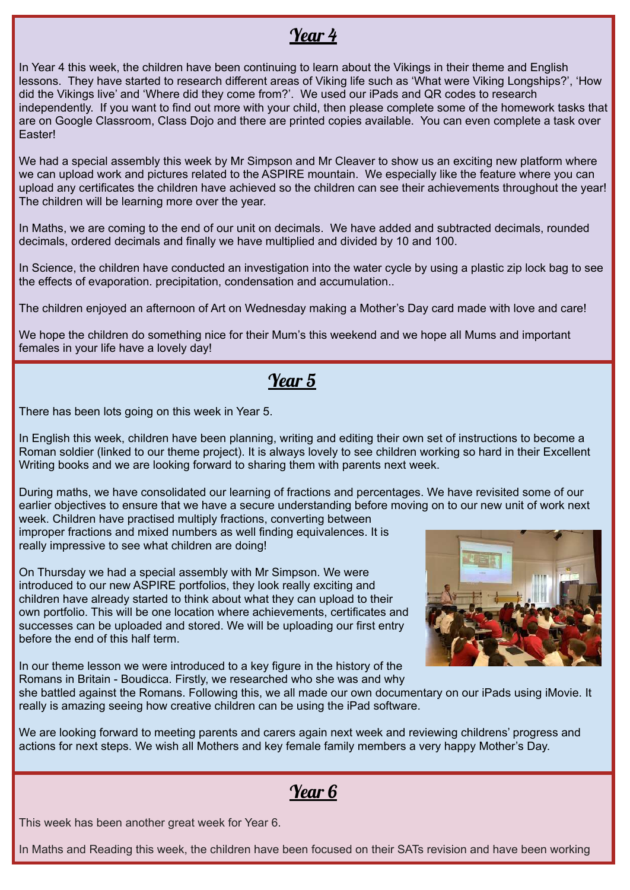## Year 4

In Year 4 this week, the children have been continuing to learn about the Vikings in their theme and English lessons. They have started to research different areas of Viking life such as 'What were Viking Longships?', 'How did the Vikings live' and 'Where did they come from?'. We used our iPads and QR codes to research independently. If you want to find out more with your child, then please complete some of the homework tasks that are on Google Classroom, Class Dojo and there are printed copies available. You can even complete a task over Easter!

We had a special assembly this week by Mr Simpson and Mr Cleaver to show us an exciting new platform where we can upload work and pictures related to the ASPIRE mountain. We especially like the feature where you can upload any certificates the children have achieved so the children can see their achievements throughout the year! The children will be learning more over the year.

In Maths, we are coming to the end of our unit on decimals. We have added and subtracted decimals, rounded decimals, ordered decimals and finally we have multiplied and divided by 10 and 100.

In Science, the children have conducted an investigation into the water cycle by using a plastic zip lock bag to see the effects of evaporation. precipitation, condensation and accumulation..

The children enjoyed an afternoon of Art on Wednesday making a Mother's Day card made with love and care!

We hope the children do something nice for their Mum's this weekend and we hope all Mums and important females in your life have a lovely day!

## Year 5

There has been lots going on this week in Year 5.

In English this week, children have been planning, writing and editing their own set of instructions to become a Roman soldier (linked to our theme project). It is always lovely to see children working so hard in their Excellent Writing books and we are looking forward to sharing them with parents next week.

During maths, we have consolidated our learning of fractions and percentages. We have revisited some of our earlier objectives to ensure that we have a secure understanding before moving on to our new unit of work next week. Children have practised multiply fractions, converting between improper fractions and mixed numbers as well finding equivalences. It is really impressive to see what children are doing!

On Thursday we had a special assembly with Mr Simpson. We were introduced to our new ASPIRE portfolios, they look really exciting and children have already started to think about what they can upload to their own portfolio. This will be one location where achievements, certificates and successes can be uploaded and stored. We will be uploading our first entry before the end of this half term.

In our theme lesson we were introduced to a key figure in the history of the Romans in Britain - Boudicca. Firstly, we researched who she was and why she battled against the Romans. Following this, we all made our own documentary on our iPads using iMovie. It really is amazing seeing how creative children can be using the iPad software.

We are looking forward to meeting parents and carers again next week and reviewing childrens' progress and actions for next steps. We wish all Mothers and key female family members a very happy Mother's Day.

## Year 6

This week has been another great week for Year 6.

In Maths and Reading this week, the children have been focused on their SATs revision and have been working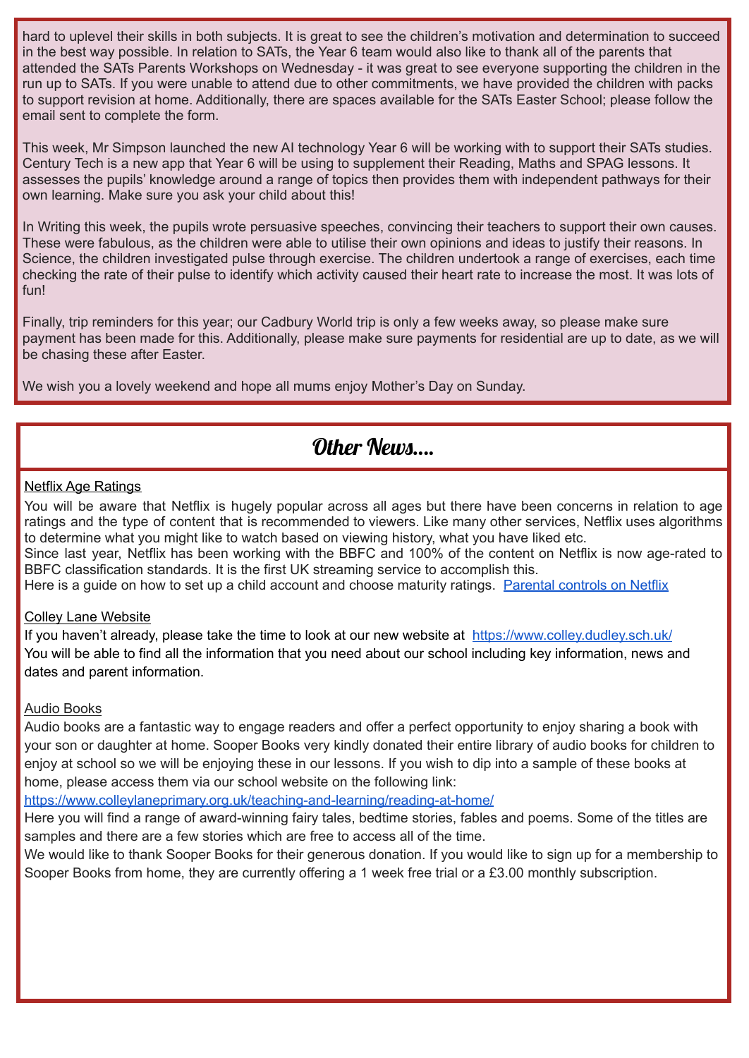hard to uplevel their skills in both subjects. It is great to see the children's motivation and determination to succeed in the best way possible. In relation to SATs, the Year 6 team would also like to thank all of the parents that attended the SATs Parents Workshops on Wednesday - it was great to see everyone supporting the children in the run up to SATs. If you were unable to attend due to other commitments, we have provided the children with packs to support revision at home. Additionally, there are spaces available for the SATs Easter School; please follow the email sent to complete the form.

This week, Mr Simpson launched the new AI technology Year 6 will be working with to support their SATs studies. Century Tech is a new app that Year 6 will be using to supplement their Reading, Maths and SPAG lessons. It assesses the pupils' knowledge around a range of topics then provides them with independent pathways for their own learning. Make sure you ask your child about this!

In Writing this week, the pupils wrote persuasive speeches, convincing their teachers to support their own causes. These were fabulous, as the children were able to utilise their own opinions and ideas to justify their reasons. In Science, the children investigated pulse through exercise. The children undertook a range of exercises, each time checking the rate of their pulse to identify which activity caused their heart rate to increase the most. It was lots of fun!

Finally, trip reminders for this year; our Cadbury World trip is only a few weeks away, so please make sure payment has been made for this. Additionally, please make sure payments for residential are up to date, as we will be chasing these after Easter.

We wish you a lovely weekend and hope all mums enjoy Mother's Day on Sunday.

## Other News....

### Netflix Age Ratings

You will be aware that Netflix is hugely popular across all ages but there have been concerns in relation to age ratings and the type of content that is recommended to viewers. Like many other services, Netflix uses algorithms to determine what you might like to watch based on viewing history, what you have liked etc.
Since last year, Netflix has been working with the BBFC and 100% of the content on Netflix is now age-rated to BBFC classification standards. It is the first UK streaming service to accomplish this.
Here is a guide on how to set up a child account and choose maturity ratings. Parental controls on Netflix

### Colley Lane Website

If you haven't already, please take the time to look at our new website at https://www.colley.dudley.sch.uk/
You will be able to find all the information that you need about our school including key information, news and dates and parent information.

### Audio Books

Audio books are a fantastic way to engage readers and offer a perfect opportunity to enjoy sharing a book with your son or daughter at home. Sooper Books very kindly donated their entire library of audio books for children to enjoy at school so we will be enjoying these in our lessons. If you wish to dip into a sample of these books at home, please access them via our school website on the following link:
https://www.colleylaneprimary.org.uk/teaching-and-learning/reading-at-home/
Here you will find a range of award-winning fairy tales, bedtime stories, fables and poems. Some of the titles are samples and there are a few stories which are free to access all of the time.
We would like to thank Sooper Books for their generous donation. If you would like to sign up for a membership to Sooper Books from home, they are currently offering a 1 week free trial or a £3.00 monthly subscription.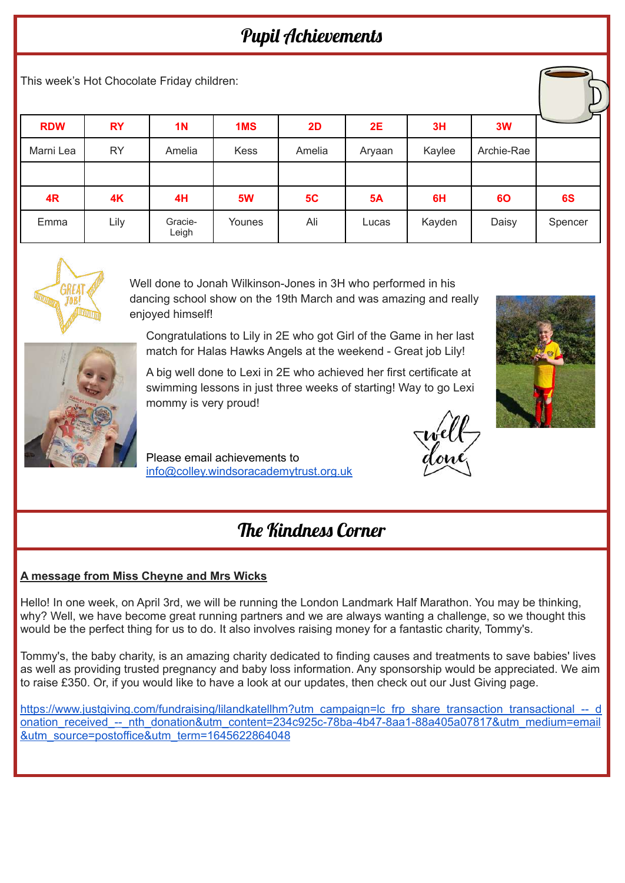# Pupil Achievements

This week's Hot Chocolate Friday children:

| RDW | RY | 1N | 1MS | 2D | 2E | 3H | 3W | |
|---|---|---|---|---|---|---|---|---|
| Marni Lea | RY | Amelia | Kess | Amelia | Aryaan | Kaylee | Archie-Rae | |
| | | | | | | | | |
| **4R** | **4K** | **4H** | **5W** | **5C** | **5A** | **6H** | **6O** | **6S** |
| Emma | Lily | Gracie-Leigh | Younes | Ali | Lucas | Kayden | Daisy | Spencer |

Well done to Jonah Wilkinson-Jones in 3H who performed in his dancing school show on the 19th March and was amazing and really enjoyed himself!

Congratulations to Lily in 2E who got Girl of the Game in her last match for Halas Hawks Angels at the weekend - Great job Lily!

A big well done to Lexi in 2E who achieved her first certificate at swimming lessons in just three weeks of starting! Way to go Lexi mommy is very proud!

Please email achievements to info@colley.windsoracademytrust.org.uk

# The Kindness Corner

**A message from Miss Cheyne and Mrs Wicks**

Hello! In one week, on April 3rd, we will be running the London Landmark Half Marathon. You may be thinking, why? Well, we have become great running partners and we are always wanting a challenge, so we thought this would be the perfect thing for us to do. It also involves raising money for a fantastic charity, Tommy's.

Tommy's, the baby charity, is an amazing charity dedicated to finding causes and treatments to save babies' lives as well as providing trusted pregnancy and baby loss information. Any sponsorship would be appreciated. We aim to raise £350. Or, if you would like to have a look at our updates, then check out our Just Giving page.

https://www.justgiving.com/fundraising/lilandkatellhm?utm_campaign=lc_frp_share_transaction_transactional_--_donation_received_--_nth_donation&utm_content=234c925c-78ba-4b47-8aa1-88a405a07817&utm_medium=email&utm_source=postoffice&utm_term=1645622864048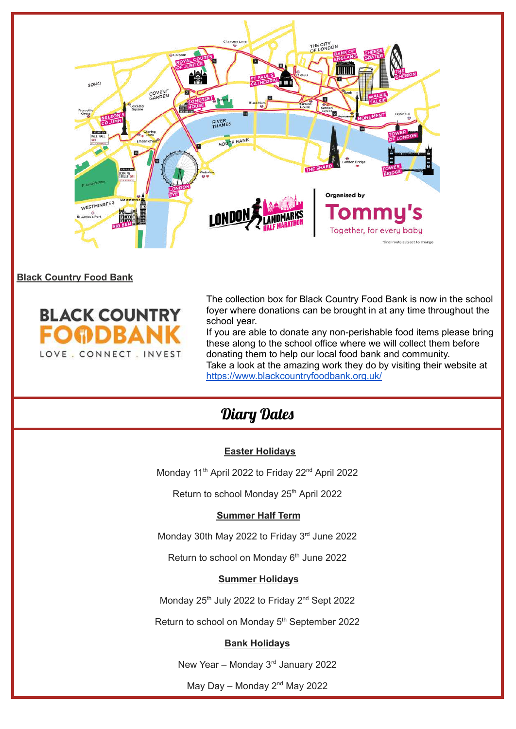**Black Country Food Bank**

The collection box for Black Country Food Bank is now in the school foyer where donations can be brought in at any time throughout the school year.

If you are able to donate any non-perishable food items please bring these along to the school office where we will collect them before donating them to help our local food bank and community.

Take a look at the amazing work they do by visiting their website at https://www.blackcountryfoodbank.org.uk/

# Diary Dates

**Easter Holidays**

Monday 11th April 2022 to Friday 22nd April 2022

Return to school Monday 25th April 2022

**Summer Half Term**

Monday 30th May 2022 to Friday 3rd June 2022

Return to school on Monday 6th June 2022

**Summer Holidays**

Monday 25th July 2022 to Friday 2nd Sept 2022

Return to school on Monday 5th September 2022

**Bank Holidays**

New Year – Monday 3rd January 2022

May Day – Monday 2nd May 2022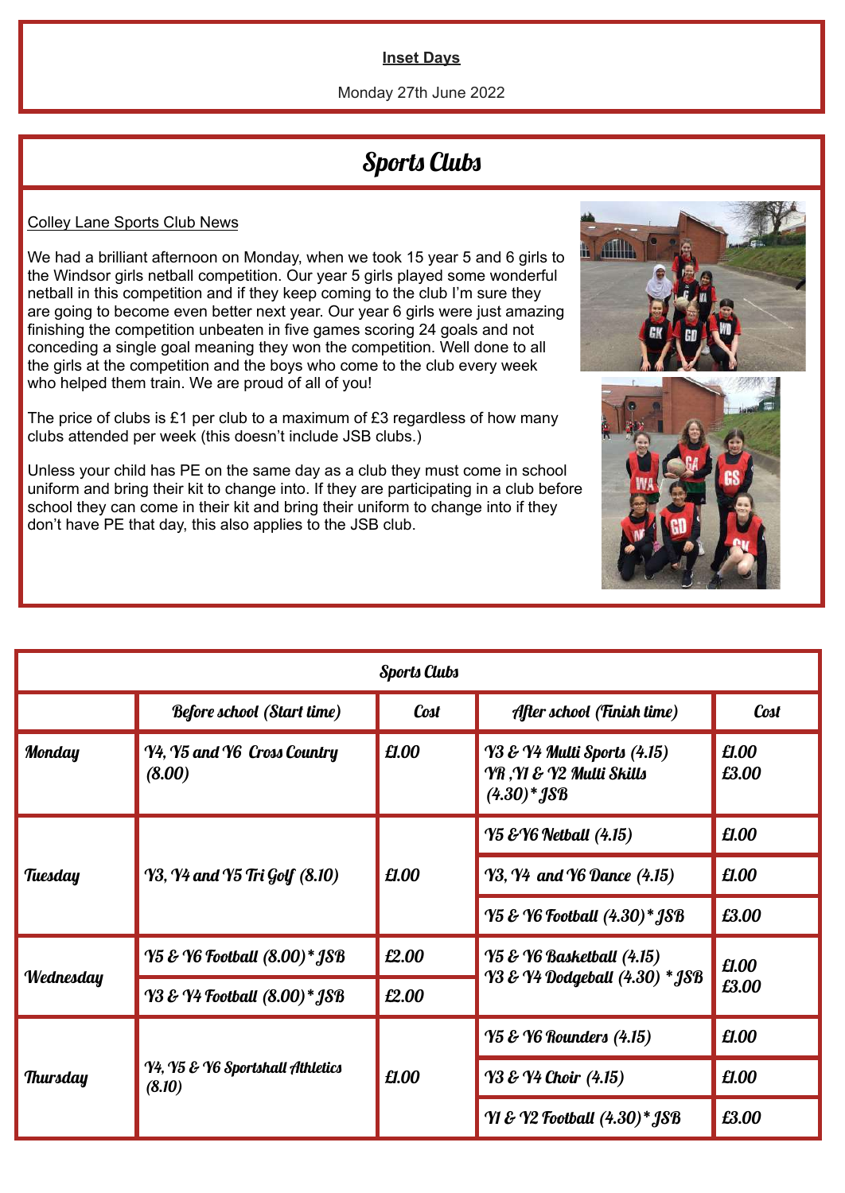**Inset Days**

Monday 27th June 2022

# Sports Clubs

Colley Lane Sports Club News

We had a brilliant afternoon on Monday, when we took 15 year 5 and 6 girls to the Windsor girls netball competition. Our year 5 girls played some wonderful netball in this competition and if they keep coming to the club I'm sure they are going to become even better next year. Our year 6 girls were just amazing finishing the competition unbeaten in five games scoring 24 goals and not conceding a single goal meaning they won the competition. Well done to all the girls at the competition and the boys who come to the club every week who helped them train. We are proud of all of you!

The price of clubs is £1 per club to a maximum of £3 regardless of how many clubs attended per week (this doesn't include JSB clubs.)

Unless your child has PE on the same day as a club they must come in school uniform and bring their kit to change into. If they are participating in a club before school they can come in their kit and bring their uniform to change into if they don't have PE that day, this also applies to the JSB club.

| Sports Clubs | | | | |
|---|---|---|---|---|
| | Before school (Start time) | Cost | After school (Finish time) | Cost |
| Monday | Y4, Y5 and Y6 Cross Country (8.00) | £1.00 | Y3 & Y4 Multi Sports (4.15) YR ,Y1 & Y2 Multi Skills (4.30)* JSB | £1.00 £3.00 |
| Tuesday | Y3, Y4 and Y5 Tri Golf (8.10) | £1.00 | Y5 &Y6 Netball (4.15) | £1.00 |
| | | | Y3, Y4 and Y6 Dance (4.15) | £1.00 |
| | | | Y5 & Y6 Football (4.30)* JSB | £3.00 |
| Wednesday | Y5 & Y6 Football (8.00)* JSB | £2.00 | Y5 & Y6 Basketball (4.15) Y3 & Y4 Dodgeball (4.30) * JSB | £1.00 £3.00 |
| | Y3 & Y4 Football (8.00)* JSB | £2.00 | | |
| Thursday | Y4, Y5 & Y6 Sportshall Athletics (8.10) | £1.00 | Y5 & Y6 Rounders (4.15) | £1.00 |
| | | | Y3 & Y4 Choir (4.15) | £1.00 |
| | | | Y1 & Y2 Football (4.30)* JSB | £3.00 |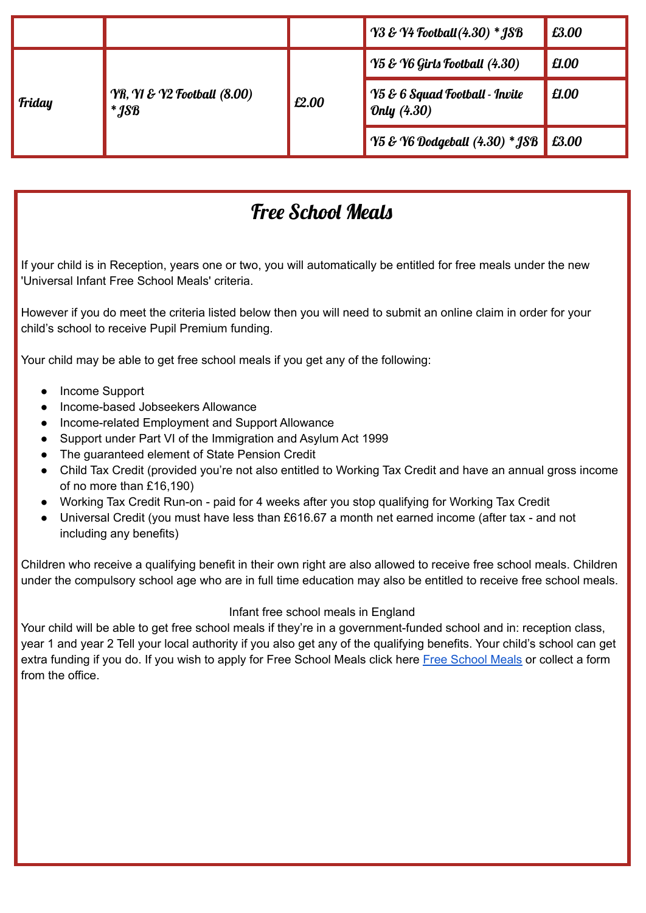| | | | Y3 & Y4 Football(4.30) * JSB | £3.00 |
|---|---|---|---|---|
| Friday | YR, Y1 & Y2 Football (8.00) * JSB | £2.00 | Y5 & Y6 Girls Football (4.30) | £1.00 |
| | | | Y5 & 6 Squad Football - Invite Only (4.30) | £1.00 |
| | | | Y5 & Y6 Dodgeball (4.30) * JSB | £3.00 |

## Free School Meals

If your child is in Reception, years one or two, you will automatically be entitled for free meals under the new 'Universal Infant Free School Meals' criteria.

However if you do meet the criteria listed below then you will need to submit an online claim in order for your child's school to receive Pupil Premium funding.

Your child may be able to get free school meals if you get any of the following:

- Income Support
- Income-based Jobseekers Allowance
- Income-related Employment and Support Allowance
- Support under Part VI of the Immigration and Asylum Act 1999
- The guaranteed element of State Pension Credit
- Child Tax Credit (provided you're not also entitled to Working Tax Credit and have an annual gross income of no more than £16,190)
- Working Tax Credit Run-on - paid for 4 weeks after you stop qualifying for Working Tax Credit
- Universal Credit (you must have less than £616.67 a month net earned income (after tax - and not including any benefits)

Children who receive a qualifying benefit in their own right are also allowed to receive free school meals. Children under the compulsory school age who are in full time education may also be entitled to receive free school meals.

Infant free school meals in England

Your child will be able to get free school meals if they're in a government-funded school and in: reception class, year 1 and year 2 Tell your local authority if you also get any of the qualifying benefits. Your child's school can get extra funding if you do. If you wish to apply for Free School Meals click here Free School Meals or collect a form from the office.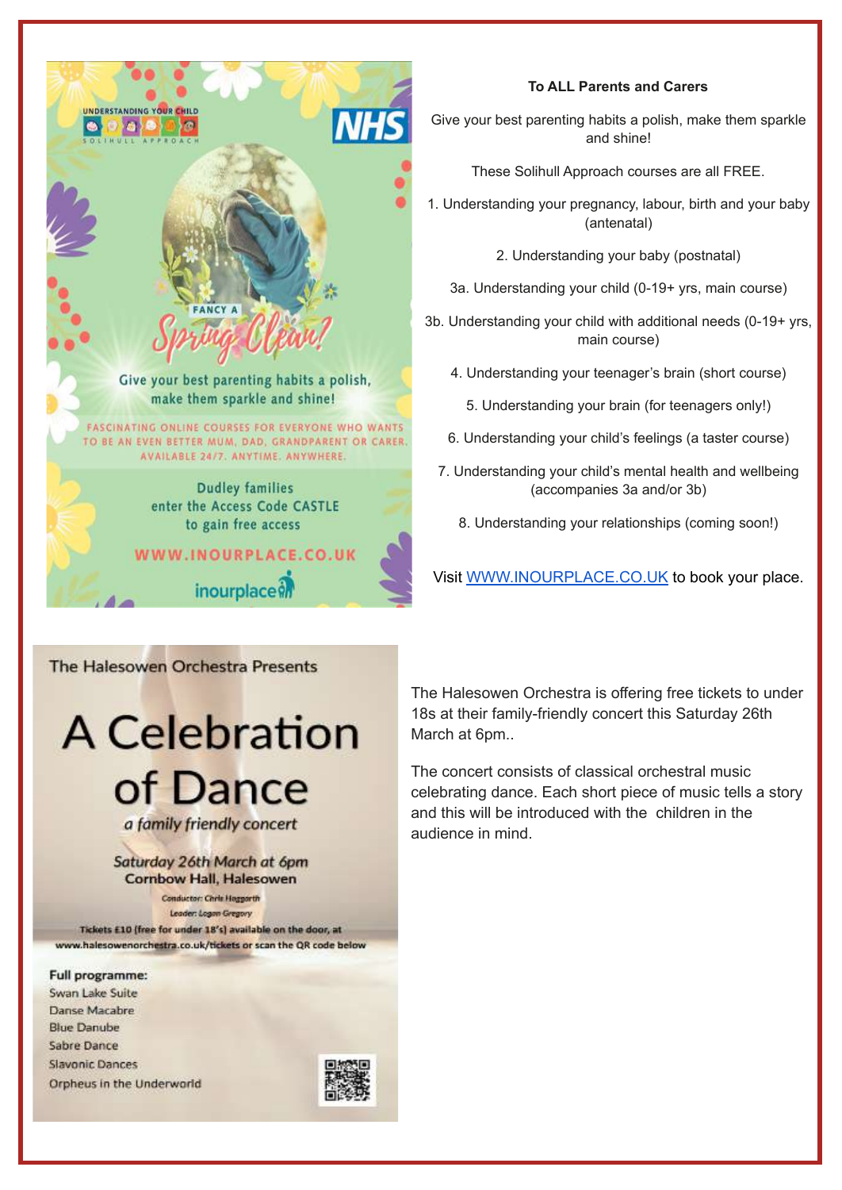UNDERSTANDING YOUR CHILD
SOLIHULL APPROACH

NHS

FANCY A

Spring Clean!

Give your best parenting habits a polish, make them sparkle and shine!

FASCINATING ONLINE COURSES FOR EVERYONE WHO WANTS TO BE AN EVEN BETTER MUM, DAD, GRANDPARENT OR CARER. AVAILABLE 24/7. ANYTIME. ANYWHERE.

Dudley families enter the Access Code CASTLE to gain free access

WWW.INOURPLACE.CO.UK

inourplace

**To ALL Parents and Carers**

Give your best parenting habits a polish, make them sparkle and shine!

These Solihull Approach courses are all FREE.

1. Understanding your pregnancy, labour, birth and your baby (antenatal)
2. Understanding your baby (postnatal)

3a. Understanding your child (0-19+ yrs, main course)

3b. Understanding your child with additional needs (0-19+ yrs, main course)

4. Understanding your teenager's brain (short course)
5. Understanding your brain (for teenagers only!)
6. Understanding your child's feelings (a taster course)
7. Understanding your child's mental health and wellbeing (accompanies 3a and/or 3b)
8. Understanding your relationships (coming soon!)

Visit [WWW.INOURPLACE.CO.UK](http://WWW.INOURPLACE.CO.UK) to book your place.

The Halesowen Orchestra Presents

# A Celebration of Dance

*a family friendly concert*

*Saturday 26th March at 6pm*
Cornbow Hall, Halesowen

Conductor: Chris Haggarth
Leader: Logan Gregory

Tickets £10 (free for under 18's) available on the door, at www.halesowenorchestra.co.uk/tickets or scan the QR code below

**Full programme:**
Swan Lake Suite
Danse Macabre
Blue Danube
Sabre Dance
Slavonic Dances
Orpheus in the Underworld

The Halesowen Orchestra is offering free tickets to under 18s at their family-friendly concert this Saturday 26th March at 6pm..

The concert consists of classical orchestral music celebrating dance. Each short piece of music tells a story and this will be introduced with the children in the audience in mind.